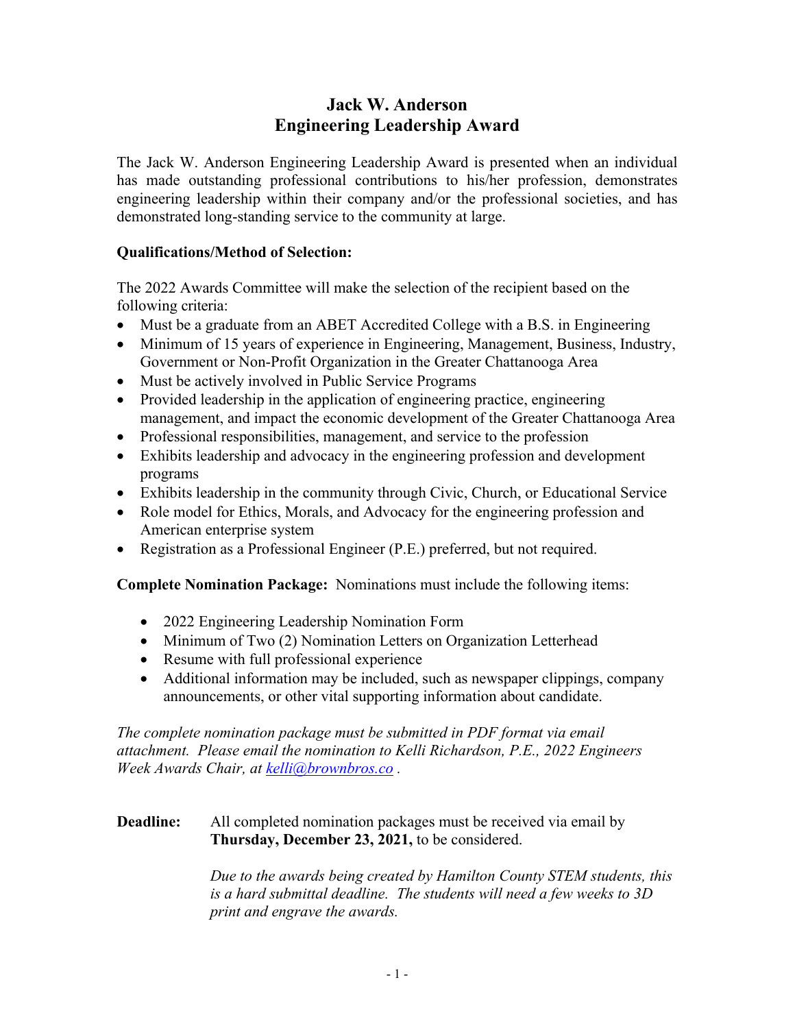# Jack W. Anderson
# Engineering Leadership Award

The Jack W. Anderson Engineering Leadership Award is presented when an individual has made outstanding professional contributions to his/her profession, demonstrates engineering leadership within their company and/or the professional societies, and has demonstrated long-standing service to the community at large.

**Qualifications/Method of Selection:**

The 2022 Awards Committee will make the selection of the recipient based on the following criteria:

- Must be a graduate from an ABET Accredited College with a B.S. in Engineering
- Minimum of 15 years of experience in Engineering, Management, Business, Industry, Government or Non-Profit Organization in the Greater Chattanooga Area
- Must be actively involved in Public Service Programs
- Provided leadership in the application of engineering practice, engineering management, and impact the economic development of the Greater Chattanooga Area
- Professional responsibilities, management, and service to the profession
- Exhibits leadership and advocacy in the engineering profession and development programs
- Exhibits leadership in the community through Civic, Church, or Educational Service
- Role model for Ethics, Morals, and Advocacy for the engineering profession and American enterprise system
- Registration as a Professional Engineer (P.E.) preferred, but not required.

**Complete Nomination Package:** Nominations must include the following items:

- 2022 Engineering Leadership Nomination Form
- Minimum of Two (2) Nomination Letters on Organization Letterhead
- Resume with full professional experience
- Additional information may be included, such as newspaper clippings, company announcements, or other vital supporting information about candidate.

*The complete nomination package must be submitted in PDF format via email attachment. Please email the nomination to Kelli Richardson, P.E., 2022 Engineers Week Awards Chair, at [kelli@brownbros.co](mailto:kelli@brownbros.co) .*

**Deadline:** All completed nomination packages must be received via email by **Thursday, December 23, 2021,** to be considered.

*Due to the awards being created by Hamilton County STEM students, this is a hard submittal deadline. The students will need a few weeks to 3D print and engrave the awards.*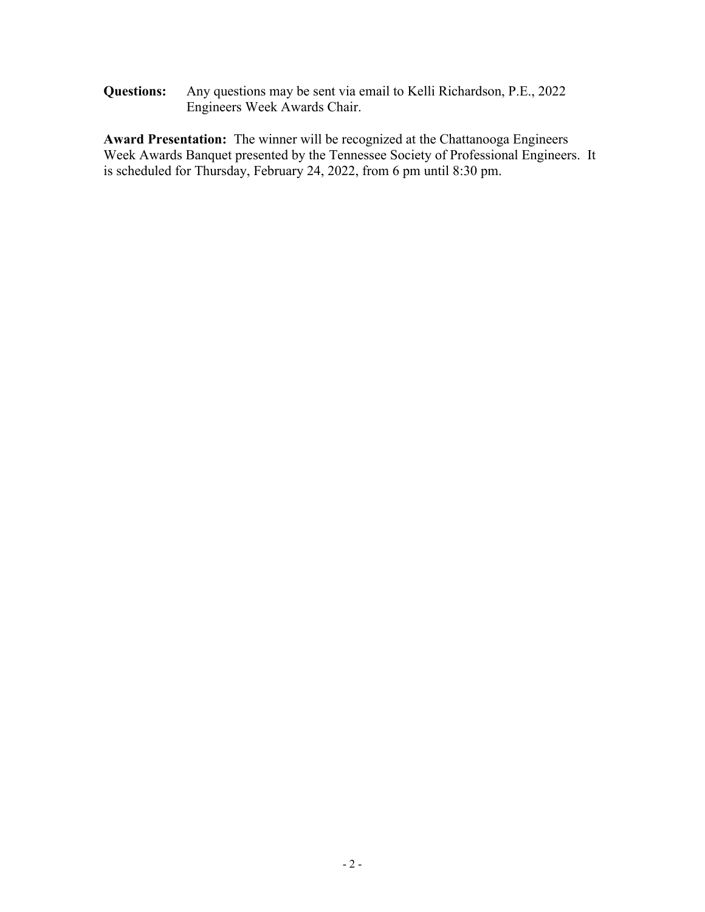**Questions:** Any questions may be sent via email to Kelli Richardson, P.E., 2022 Engineers Week Awards Chair.

**Award Presentation:** The winner will be recognized at the Chattanooga Engineers Week Awards Banquet presented by the Tennessee Society of Professional Engineers. It is scheduled for Thursday, February 24, 2022, from 6 pm until 8:30 pm.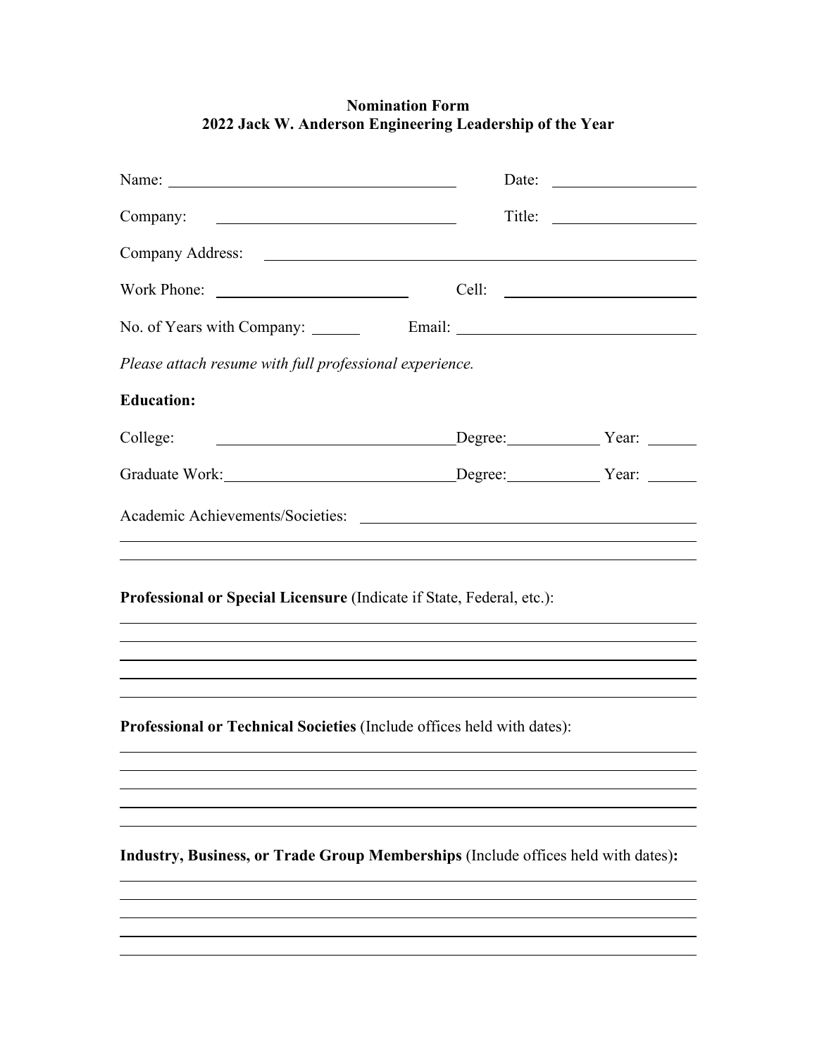**Nomination Form**
**2022 Jack W. Anderson Engineering Leadership of the Year**

Name: ______________________________ Date: ______________

Company: ______________________________ Title: ______________

Company Address: ________________________________________________

Work Phone: ____________________ Cell: ____________________

No. of Years with Company: ______ Email: ________________________

*Please attach resume with full professional experience.*

**Education:**

College: ______________________________ Degree: __________ Year: ______

Graduate Work: ______________________________ Degree: __________ Year: ______

Academic Achievements/Societies: ________________________________________

________________________________________________________________

________________________________________________________________

**Professional or Special Licensure** (Indicate if State, Federal, etc.):

________________________________________________________________

________________________________________________________________

________________________________________________________________

________________________________________________________________

________________________________________________________________

**Professional or Technical Societies** (Include offices held with dates):

________________________________________________________________

________________________________________________________________

________________________________________________________________

________________________________________________________________

________________________________________________________________

**Industry, Business, or Trade Group Memberships** (Include offices held with dates)**:**

________________________________________________________________

________________________________________________________________

________________________________________________________________

________________________________________________________________

________________________________________________________________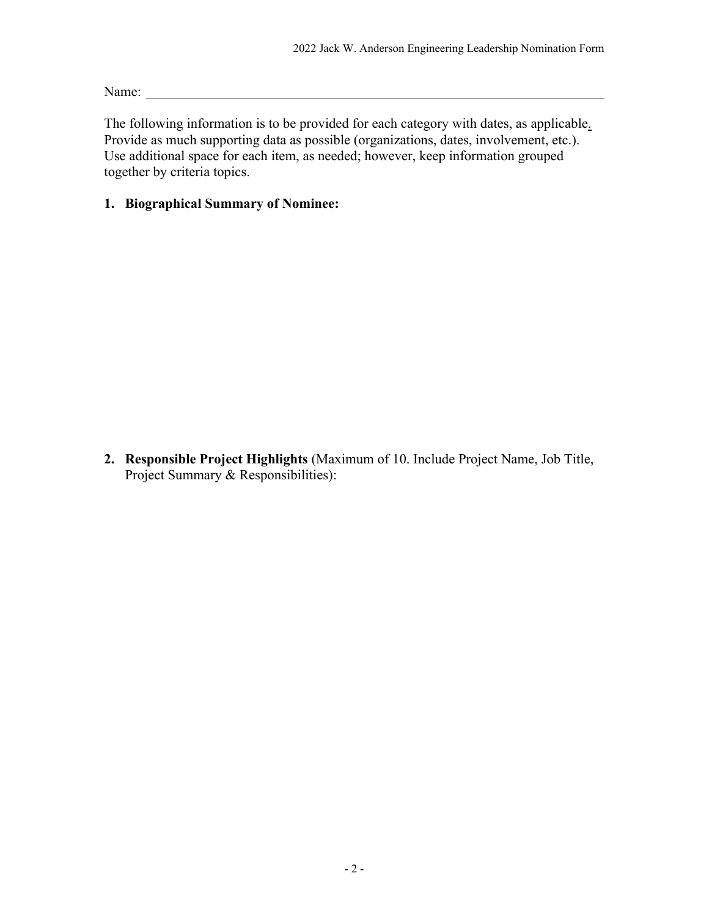Name: ______________________________________________________________________

The following information is to be provided for each category with dates, as applicable. Provide as much supporting data as possible (organizations, dates, involvement, etc.). Use additional space for each item, as needed; however, keep information grouped together by criteria topics.

**1. Biographical Summary of Nominee:**

**2. Responsible Project Highlights** (Maximum of 10. Include Project Name, Job Title, Project Summary & Responsibilities):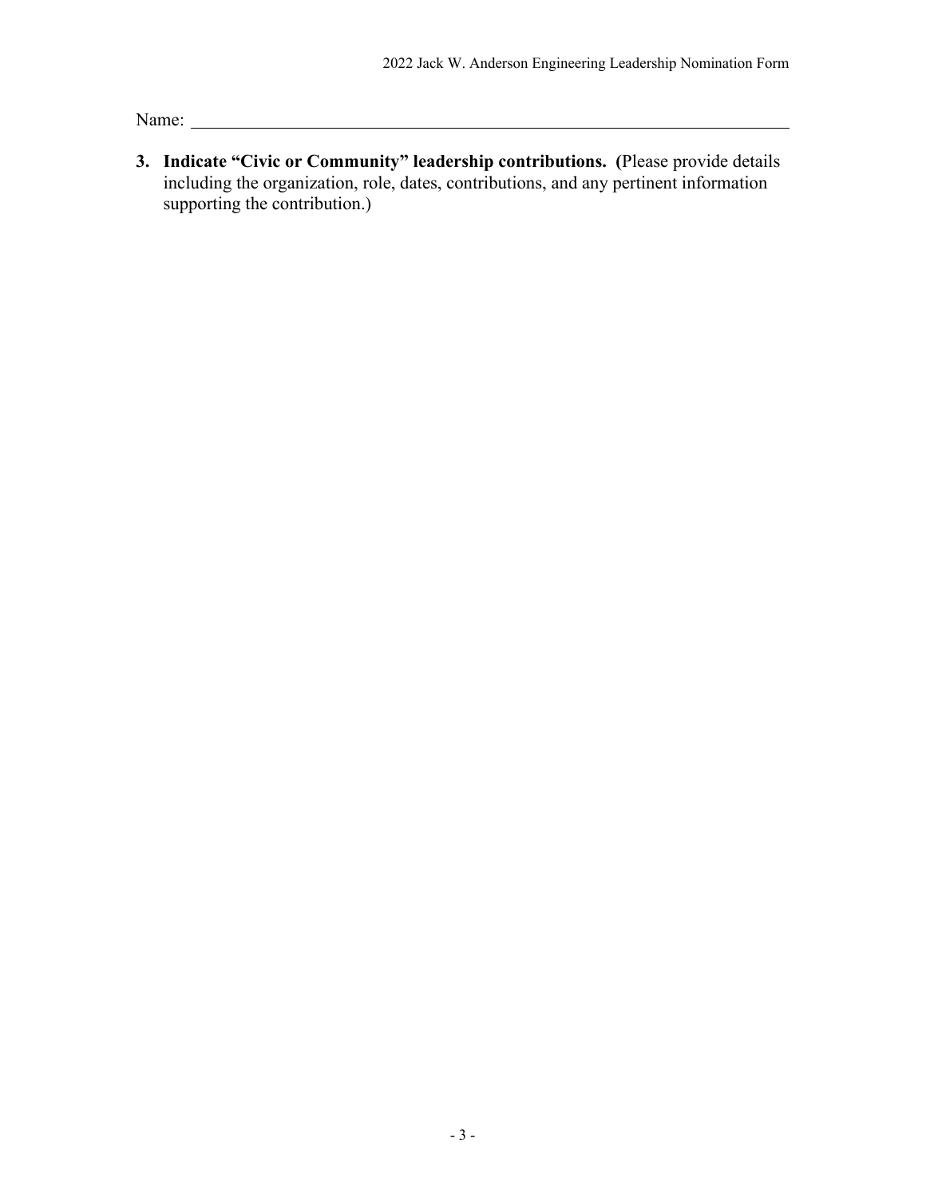Name: ______________________________________________________________

**3. Indicate "Civic or Community" leadership contributions. (**Please provide details including the organization, role, dates, contributions, and any pertinent information supporting the contribution.)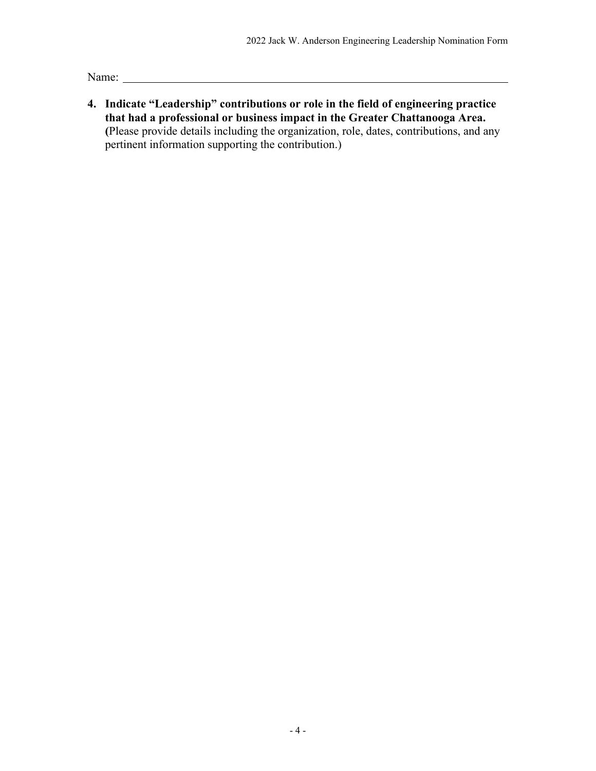Name: ____________________________________________________________

**4. Indicate "Leadership" contributions or role in the field of engineering practice that had a professional or business impact in the Greater Chattanooga Area.**
**(**Please provide details including the organization, role, dates, contributions, and any pertinent information supporting the contribution.)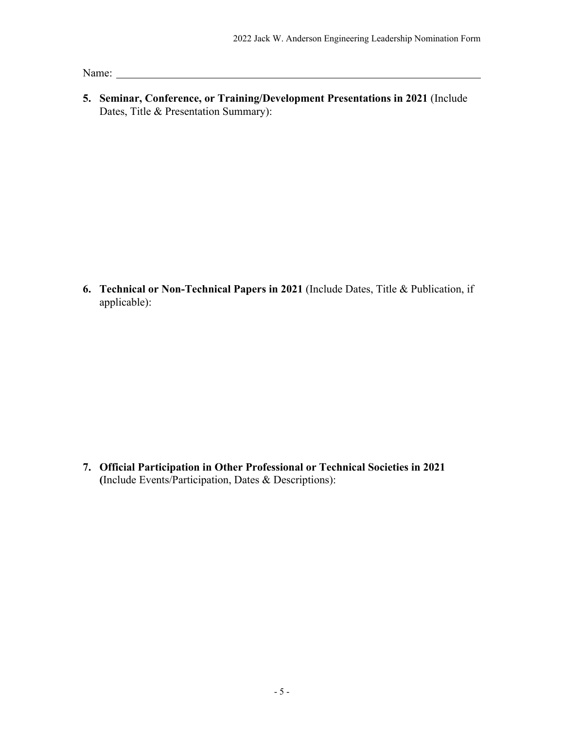Name: ______________________________________________

**5. Seminar, Conference, or Training/Development Presentations in 2021** (Include Dates, Title & Presentation Summary):

**6. Technical or Non-Technical Papers in 2021** (Include Dates, Title & Publication, if applicable):

**7. Official Participation in Other Professional or Technical Societies in 2021** **(**Include Events/Participation, Dates & Descriptions):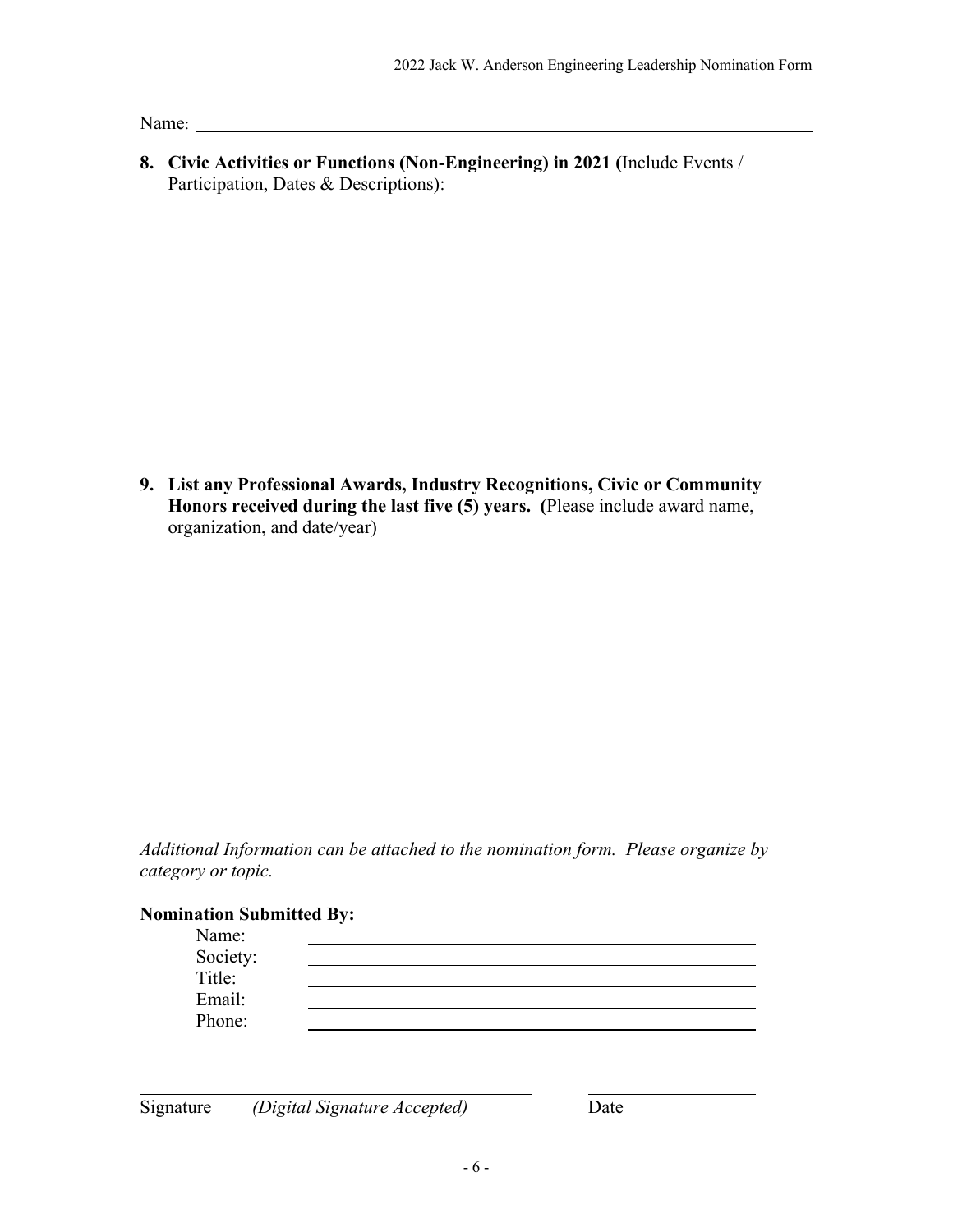Name: ______________________________________________

**8. Civic Activities or Functions (Non-Engineering) in 2021 (**Include Events / Participation, Dates & Descriptions):

**9. List any Professional Awards, Industry Recognitions, Civic or Community Honors received during the last five (5) years. (**Please include award name, organization, and date/year)

*Additional Information can be attached to the nomination form. Please organize by category or topic.*

**Nomination Submitted By:**

Name: ______________________________________________

Society: ______________________________________________

Title: ______________________________________________

Email: ______________________________________________

Phone: ______________________________________________

______________________________________________ ____________________

Signature *(Digital Signature Accepted)* Date